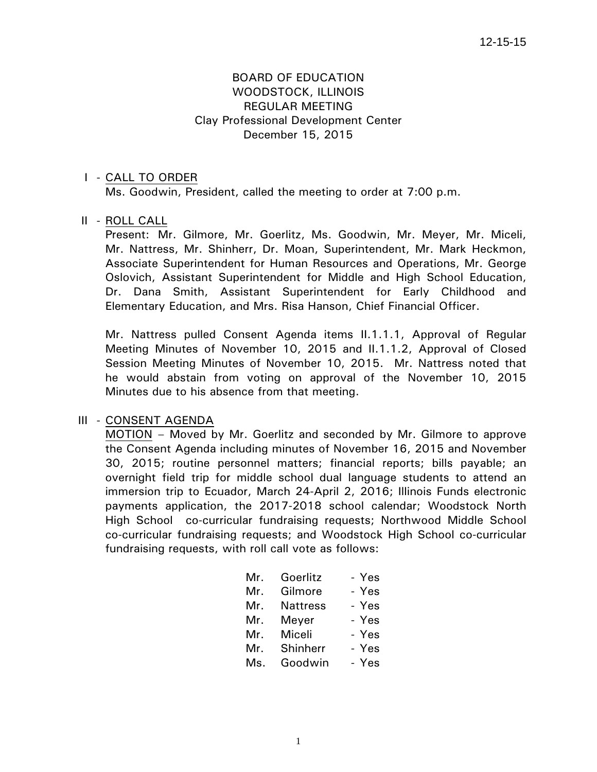12-15-15

# BOARD OF EDUCATION
## WOODSTOCK, ILLINOIS
## REGULAR MEETING
### Clay Professional Development Center
### December 15, 2015

I - CALL TO ORDER

Ms. Goodwin, President, called the meeting to order at 7:00 p.m.

II - ROLL CALL

Present: Mr. Gilmore, Mr. Goerlitz, Ms. Goodwin, Mr. Meyer, Mr. Miceli, Mr. Nattress, Mr. Shinherr, Dr. Moan, Superintendent, Mr. Mark Heckmon, Associate Superintendent for Human Resources and Operations, Mr. George Oslovich, Assistant Superintendent for Middle and High School Education, Dr. Dana Smith, Assistant Superintendent for Early Childhood and Elementary Education, and Mrs. Risa Hanson, Chief Financial Officer.

Mr. Nattress pulled Consent Agenda items II.1.1.1, Approval of Regular Meeting Minutes of November 10, 2015 and II.1.1.2, Approval of Closed Session Meeting Minutes of November 10, 2015. Mr. Nattress noted that he would abstain from voting on approval of the November 10, 2015 Minutes due to his absence from that meeting.

III - CONSENT AGENDA

MOTION – Moved by Mr. Goerlitz and seconded by Mr. Gilmore to approve the Consent Agenda including minutes of November 16, 2015 and November 30, 2015; routine personnel matters; financial reports; bills payable; an overnight field trip for middle school dual language students to attend an immersion trip to Ecuador, March 24-April 2, 2016; Illinois Funds electronic payments application, the 2017-2018 school calendar; Woodstock North High School co-curricular fundraising requests; Northwood Middle School co-curricular fundraising requests; and Woodstock High School co-curricular fundraising requests, with roll call vote as follows:

| | | |
|---|---|---|
| Mr. | Goerlitz | - Yes |
| Mr. | Gilmore | - Yes |
| Mr. | Nattress | - Yes |
| Mr. | Meyer | - Yes |
| Mr. | Miceli | - Yes |
| Mr. | Shinherr | - Yes |
| Ms. | Goodwin | - Yes |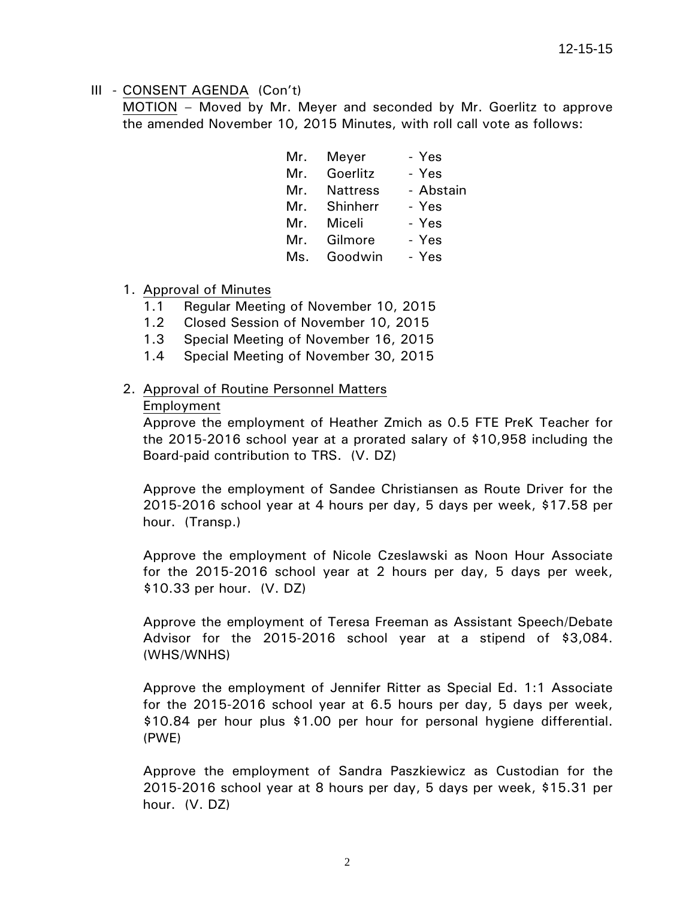III - <u>CONSENT AGENDA</u> (Con't)

<u>MOTION</u> – Moved by Mr. Meyer and seconded by Mr. Goerlitz to approve the amended November 10, 2015 Minutes, with roll call vote as follows:

| | | |
|---|---|---|
| Mr. | Meyer | - Yes |
| Mr. | Goerlitz | - Yes |
| Mr. | Nattress | - Abstain |
| Mr. | Shinherr | - Yes |
| Mr. | Miceli | - Yes |
| Mr. | Gilmore | - Yes |
| Ms. | Goodwin | - Yes |

1. <u>Approval of Minutes</u>
   - 1.1 Regular Meeting of November 10, 2015
   - 1.2 Closed Session of November 10, 2015
   - 1.3 Special Meeting of November 16, 2015
   - 1.4 Special Meeting of November 30, 2015

2. <u>Approval of Routine Personnel Matters</u>

   <u>Employment</u>

   Approve the employment of Heather Zmich as 0.5 FTE PreK Teacher for the 2015-2016 school year at a prorated salary of $10,958 including the Board-paid contribution to TRS. (V. DZ)

   Approve the employment of Sandee Christiansen as Route Driver for the 2015-2016 school year at 4 hours per day, 5 days per week, $17.58 per hour. (Transp.)

   Approve the employment of Nicole Czeslawski as Noon Hour Associate for the 2015-2016 school year at 2 hours per day, 5 days per week, $10.33 per hour. (V. DZ)

   Approve the employment of Teresa Freeman as Assistant Speech/Debate Advisor for the 2015-2016 school year at a stipend of $3,084. (WHS/WNHS)

   Approve the employment of Jennifer Ritter as Special Ed. 1:1 Associate for the 2015-2016 school year at 6.5 hours per day, 5 days per week, $10.84 per hour plus $1.00 per hour for personal hygiene differential. (PWE)

   Approve the employment of Sandra Paszkiewicz as Custodian for the 2015-2016 school year at 8 hours per day, 5 days per week, $15.31 per hour. (V. DZ)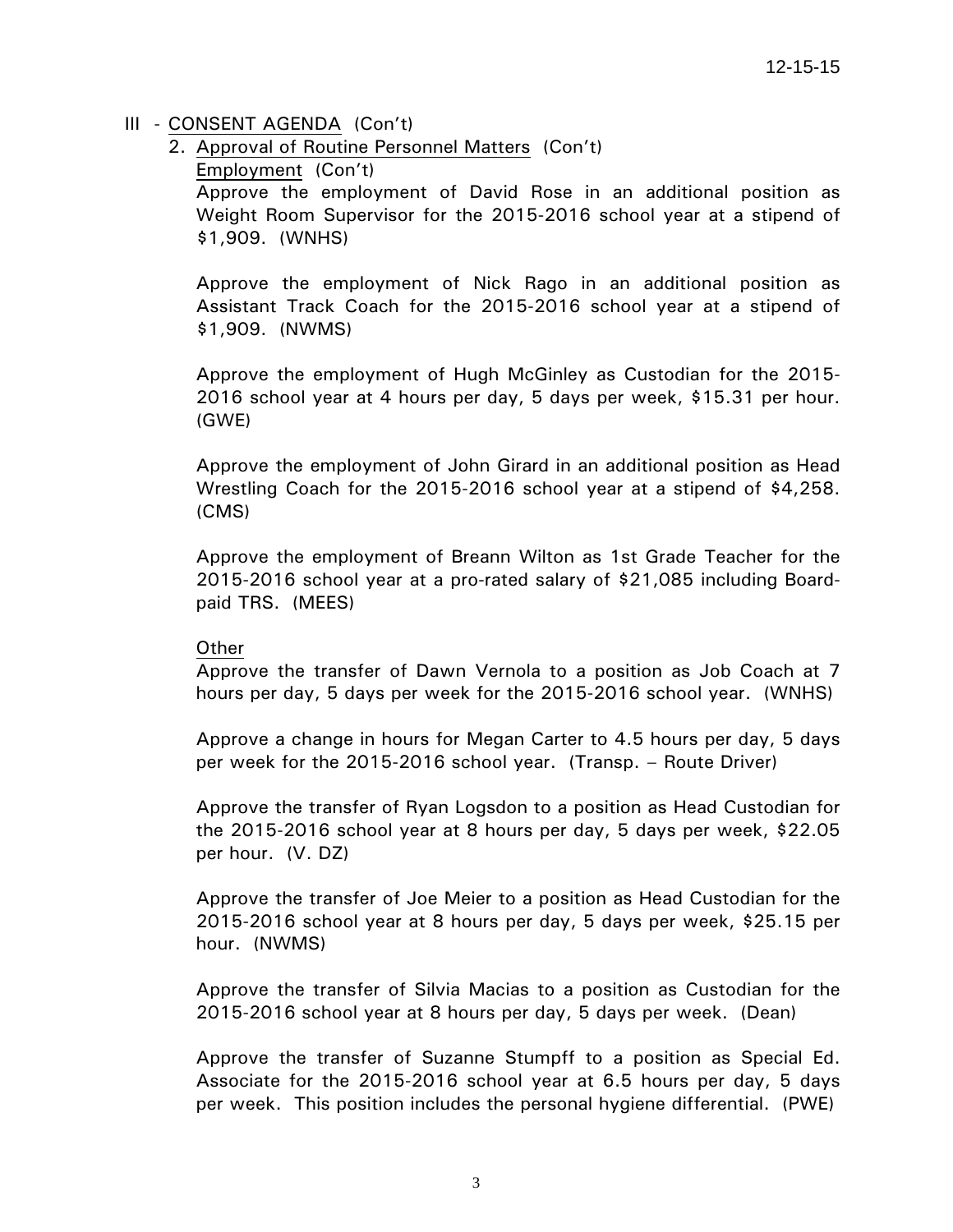III - CONSENT AGENDA (Con't)

2. Approval of Routine Personnel Matters (Con't)

Employment (Con't)

Approve the employment of David Rose in an additional position as Weight Room Supervisor for the 2015-2016 school year at a stipend of $1,909. (WNHS)

Approve the employment of Nick Rago in an additional position as Assistant Track Coach for the 2015-2016 school year at a stipend of $1,909. (NWMS)

Approve the employment of Hugh McGinley as Custodian for the 2015-2016 school year at 4 hours per day, 5 days per week, $15.31 per hour. (GWE)

Approve the employment of John Girard in an additional position as Head Wrestling Coach for the 2015-2016 school year at a stipend of $4,258. (CMS)

Approve the employment of Breann Wilton as 1st Grade Teacher for the 2015-2016 school year at a pro-rated salary of $21,085 including Board-paid TRS. (MEES)

Other

Approve the transfer of Dawn Vernola to a position as Job Coach at 7 hours per day, 5 days per week for the 2015-2016 school year. (WNHS)

Approve a change in hours for Megan Carter to 4.5 hours per day, 5 days per week for the 2015-2016 school year. (Transp. – Route Driver)

Approve the transfer of Ryan Logsdon to a position as Head Custodian for the 2015-2016 school year at 8 hours per day, 5 days per week, $22.05 per hour. (V. DZ)

Approve the transfer of Joe Meier to a position as Head Custodian for the 2015-2016 school year at 8 hours per day, 5 days per week, $25.15 per hour. (NWMS)

Approve the transfer of Silvia Macias to a position as Custodian for the 2015-2016 school year at 8 hours per day, 5 days per week. (Dean)

Approve the transfer of Suzanne Stumpff to a position as Special Ed. Associate for the 2015-2016 school year at 6.5 hours per day, 5 days per week. This position includes the personal hygiene differential. (PWE)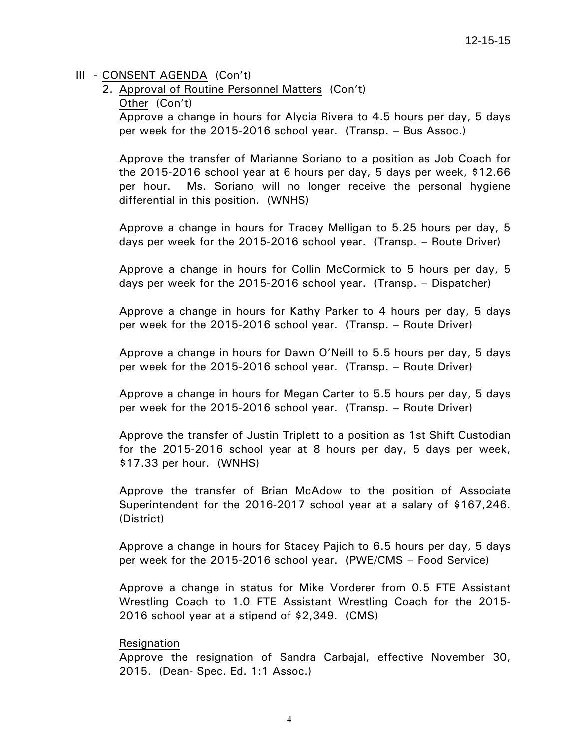III - <u>CONSENT AGENDA</u> (Con't)

2. <u>Approval of Routine Personnel Matters</u> (Con't)

   <u>Other</u> (Con't)

   Approve a change in hours for Alycia Rivera to 4.5 hours per day, 5 days per week for the 2015-2016 school year. (Transp. – Bus Assoc.)

   Approve the transfer of Marianne Soriano to a position as Job Coach for the 2015-2016 school year at 6 hours per day, 5 days per week, $12.66 per hour. Ms. Soriano will no longer receive the personal hygiene differential in this position. (WNHS)

   Approve a change in hours for Tracey Melligan to 5.25 hours per day, 5 days per week for the 2015-2016 school year. (Transp. – Route Driver)

   Approve a change in hours for Collin McCormick to 5 hours per day, 5 days per week for the 2015-2016 school year. (Transp. – Dispatcher)

   Approve a change in hours for Kathy Parker to 4 hours per day, 5 days per week for the 2015-2016 school year. (Transp. – Route Driver)

   Approve a change in hours for Dawn O'Neill to 5.5 hours per day, 5 days per week for the 2015-2016 school year. (Transp. – Route Driver)

   Approve a change in hours for Megan Carter to 5.5 hours per day, 5 days per week for the 2015-2016 school year. (Transp. – Route Driver)

   Approve the transfer of Justin Triplett to a position as 1st Shift Custodian for the 2015-2016 school year at 8 hours per day, 5 days per week, $17.33 per hour. (WNHS)

   Approve the transfer of Brian McAdow to the position of Associate Superintendent for the 2016-2017 school year at a salary of $167,246. (District)

   Approve a change in hours for Stacey Pajich to 6.5 hours per day, 5 days per week for the 2015-2016 school year. (PWE/CMS – Food Service)

   Approve a change in status for Mike Vorderer from 0.5 FTE Assistant Wrestling Coach to 1.0 FTE Assistant Wrestling Coach for the 2015-2016 school year at a stipend of $2,349. (CMS)

   <u>Resignation</u>

   Approve the resignation of Sandra Carbajal, effective November 30, 2015. (Dean- Spec. Ed. 1:1 Assoc.)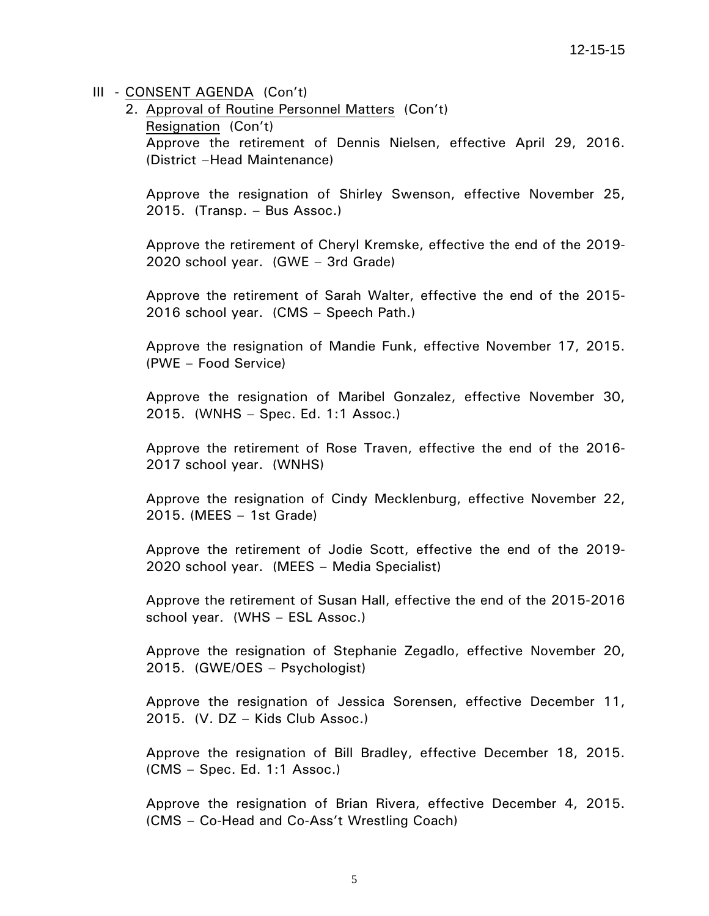III - CONSENT AGENDA (Con't)

2. Approval of Routine Personnel Matters (Con't)

Resignation (Con't)

Approve the retirement of Dennis Nielsen, effective April 29, 2016. (District –Head Maintenance)

Approve the resignation of Shirley Swenson, effective November 25, 2015. (Transp. – Bus Assoc.)

Approve the retirement of Cheryl Kremske, effective the end of the 2019-2020 school year. (GWE – 3rd Grade)

Approve the retirement of Sarah Walter, effective the end of the 2015-2016 school year. (CMS – Speech Path.)

Approve the resignation of Mandie Funk, effective November 17, 2015. (PWE – Food Service)

Approve the resignation of Maribel Gonzalez, effective November 30, 2015. (WNHS – Spec. Ed. 1:1 Assoc.)

Approve the retirement of Rose Traven, effective the end of the 2016-2017 school year. (WNHS)

Approve the resignation of Cindy Mecklenburg, effective November 22, 2015. (MEES – 1st Grade)

Approve the retirement of Jodie Scott, effective the end of the 2019-2020 school year. (MEES – Media Specialist)

Approve the retirement of Susan Hall, effective the end of the 2015-2016 school year. (WHS – ESL Assoc.)

Approve the resignation of Stephanie Zegadlo, effective November 20, 2015. (GWE/OES – Psychologist)

Approve the resignation of Jessica Sorensen, effective December 11, 2015. (V. DZ – Kids Club Assoc.)

Approve the resignation of Bill Bradley, effective December 18, 2015. (CMS – Spec. Ed. 1:1 Assoc.)

Approve the resignation of Brian Rivera, effective December 4, 2015. (CMS – Co-Head and Co-Ass't Wrestling Coach)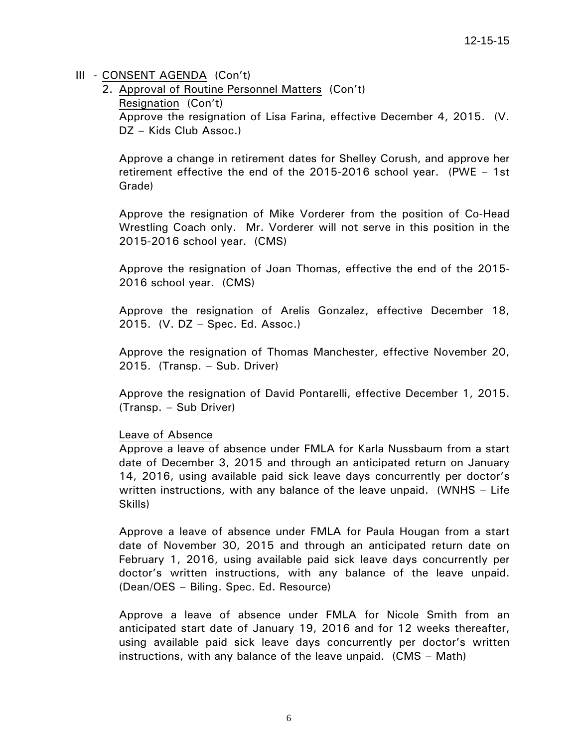III - <u>CONSENT AGENDA</u> (Con't)

2. <u>Approval of Routine Personnel Matters</u> (Con't)

<u>Resignation</u> (Con't)

Approve the resignation of Lisa Farina, effective December 4, 2015. (V. DZ – Kids Club Assoc.)

Approve a change in retirement dates for Shelley Corush, and approve her retirement effective the end of the 2015-2016 school year. (PWE – 1st Grade)

Approve the resignation of Mike Vorderer from the position of Co-Head Wrestling Coach only. Mr. Vorderer will not serve in this position in the 2015-2016 school year. (CMS)

Approve the resignation of Joan Thomas, effective the end of the 2015-2016 school year. (CMS)

Approve the resignation of Arelis Gonzalez, effective December 18, 2015. (V. DZ – Spec. Ed. Assoc.)

Approve the resignation of Thomas Manchester, effective November 20, 2015. (Transp. – Sub. Driver)

Approve the resignation of David Pontarelli, effective December 1, 2015. (Transp. – Sub Driver)

<u>Leave of Absence</u>

Approve a leave of absence under FMLA for Karla Nussbaum from a start date of December 3, 2015 and through an anticipated return on January 14, 2016, using available paid sick leave days concurrently per doctor's written instructions, with any balance of the leave unpaid. (WNHS – Life Skills)

Approve a leave of absence under FMLA for Paula Hougan from a start date of November 30, 2015 and through an anticipated return date on February 1, 2016, using available paid sick leave days concurrently per doctor's written instructions, with any balance of the leave unpaid. (Dean/OES – Biling. Spec. Ed. Resource)

Approve a leave of absence under FMLA for Nicole Smith from an anticipated start date of January 19, 2016 and for 12 weeks thereafter, using available paid sick leave days concurrently per doctor's written instructions, with any balance of the leave unpaid. (CMS – Math)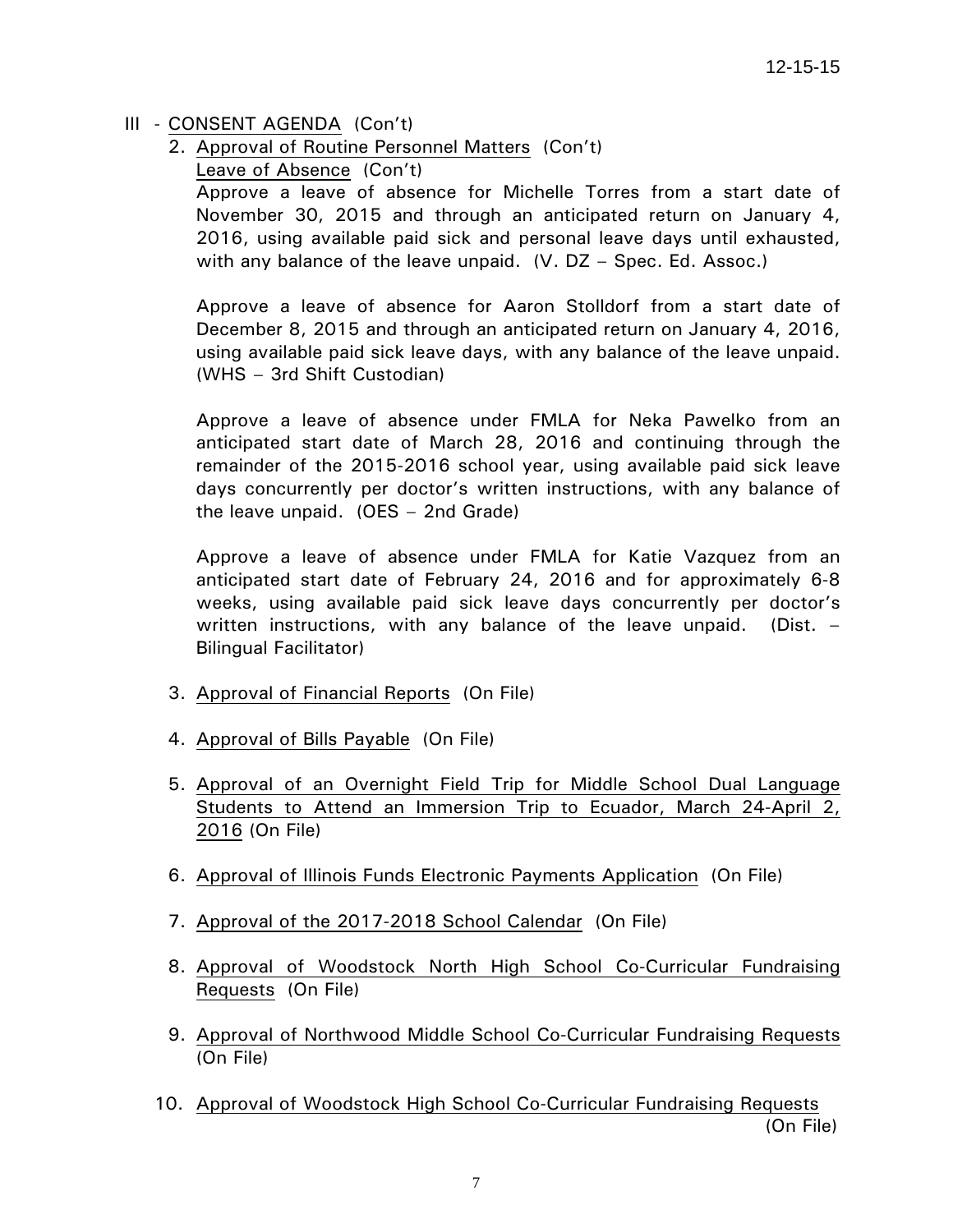III - CONSENT AGENDA (Con't)

2. Approval of Routine Personnel Matters (Con't)

   Leave of Absence (Con't)

   Approve a leave of absence for Michelle Torres from a start date of November 30, 2015 and through an anticipated return on January 4, 2016, using available paid sick and personal leave days until exhausted, with any balance of the leave unpaid. (V. DZ – Spec. Ed. Assoc.)

   Approve a leave of absence for Aaron Stolldorf from a start date of December 8, 2015 and through an anticipated return on January 4, 2016, using available paid sick leave days, with any balance of the leave unpaid. (WHS – 3rd Shift Custodian)

   Approve a leave of absence under FMLA for Neka Pawelko from an anticipated start date of March 28, 2016 and continuing through the remainder of the 2015-2016 school year, using available paid sick leave days concurrently per doctor's written instructions, with any balance of the leave unpaid. (OES – 2nd Grade)

   Approve a leave of absence under FMLA for Katie Vazquez from an anticipated start date of February 24, 2016 and for approximately 6-8 weeks, using available paid sick leave days concurrently per doctor's written instructions, with any balance of the leave unpaid. (Dist. – Bilingual Facilitator)

3. Approval of Financial Reports (On File)

4. Approval of Bills Payable (On File)

5. Approval of an Overnight Field Trip for Middle School Dual Language Students to Attend an Immersion Trip to Ecuador, March 24-April 2, 2016 (On File)

6. Approval of Illinois Funds Electronic Payments Application (On File)

7. Approval of the 2017-2018 School Calendar (On File)

8. Approval of Woodstock North High School Co-Curricular Fundraising Requests (On File)

9. Approval of Northwood Middle School Co-Curricular Fundraising Requests (On File)

10. Approval of Woodstock High School Co-Curricular Fundraising Requests (On File)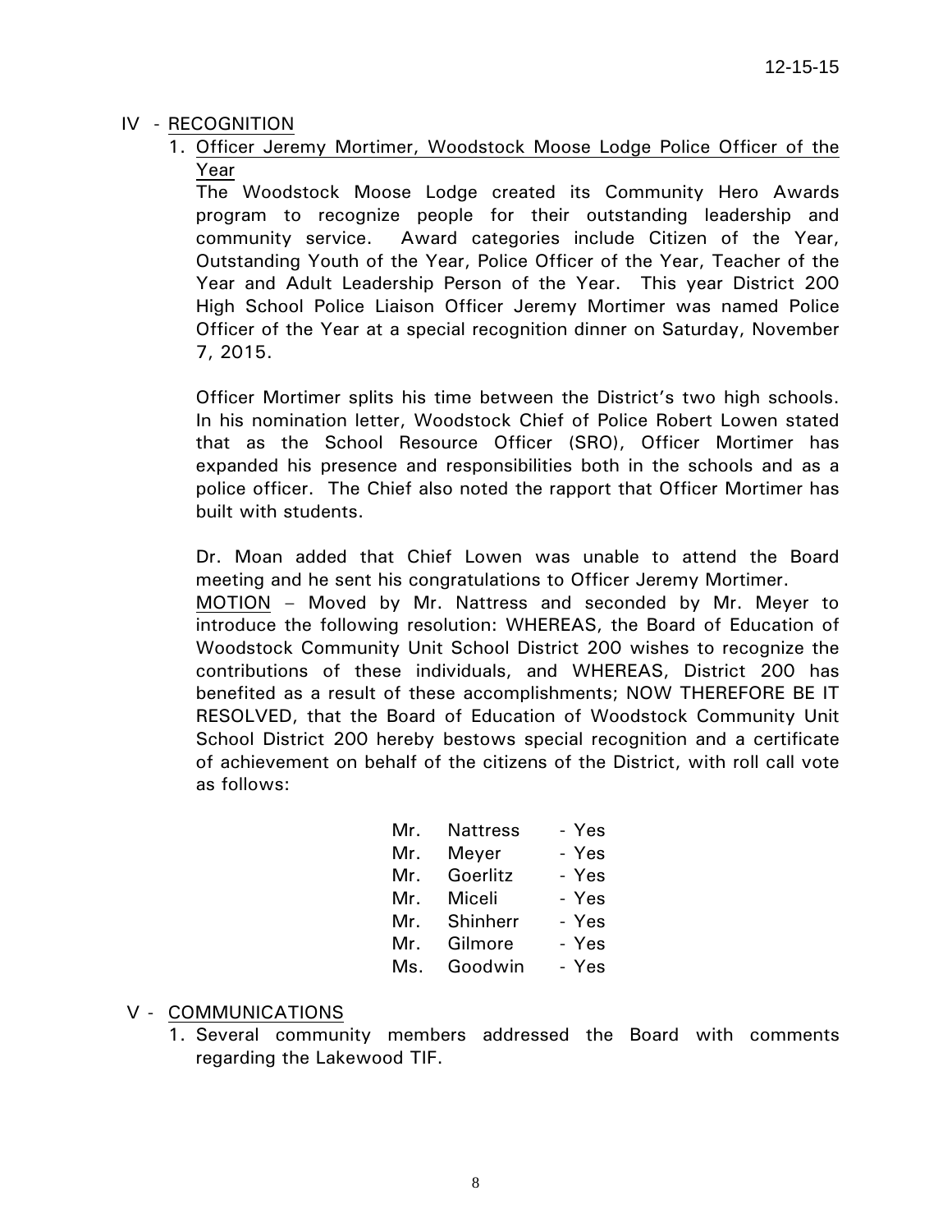## IV - RECOGNITION

1. Officer Jeremy Mortimer, Woodstock Moose Lodge Police Officer of the Year

   The Woodstock Moose Lodge created its Community Hero Awards program to recognize people for their outstanding leadership and community service. Award categories include Citizen of the Year, Outstanding Youth of the Year, Police Officer of the Year, Teacher of the Year and Adult Leadership Person of the Year. This year District 200 High School Police Liaison Officer Jeremy Mortimer was named Police Officer of the Year at a special recognition dinner on Saturday, November 7, 2015.

   Officer Mortimer splits his time between the District's two high schools. In his nomination letter, Woodstock Chief of Police Robert Lowen stated that as the School Resource Officer (SRO), Officer Mortimer has expanded his presence and responsibilities both in the schools and as a police officer. The Chief also noted the rapport that Officer Mortimer has built with students.

   Dr. Moan added that Chief Lowen was unable to attend the Board meeting and he sent his congratulations to Officer Jeremy Mortimer.

   MOTION – Moved by Mr. Nattress and seconded by Mr. Meyer to introduce the following resolution: WHEREAS, the Board of Education of Woodstock Community Unit School District 200 wishes to recognize the contributions of these individuals, and WHEREAS, District 200 has benefited as a result of these accomplishments; NOW THEREFORE BE IT RESOLVED, that the Board of Education of Woodstock Community Unit School District 200 hereby bestows special recognition and a certificate of achievement on behalf of the citizens of the District, with roll call vote as follows:

   | | | |
   |---|---|---|
   | Mr. | Nattress | - Yes |
   | Mr. | Meyer | - Yes |
   | Mr. | Goerlitz | - Yes |
   | Mr. | Miceli | - Yes |
   | Mr. | Shinherr | - Yes |
   | Mr. | Gilmore | - Yes |
   | Ms. | Goodwin | - Yes |

## V - COMMUNICATIONS

1. Several community members addressed the Board with comments regarding the Lakewood TIF.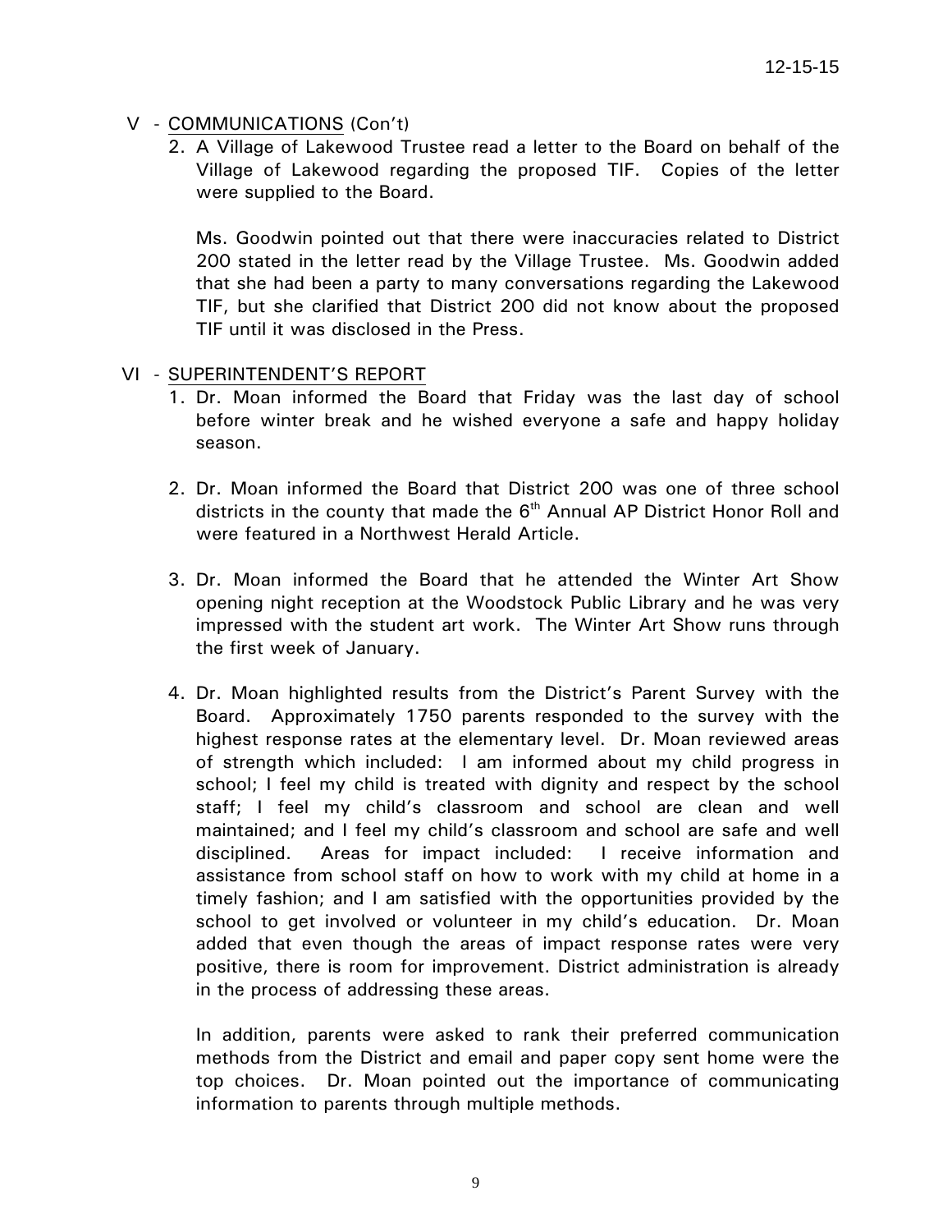V - COMMUNICATIONS (Con't)

2. A Village of Lakewood Trustee read a letter to the Board on behalf of the Village of Lakewood regarding the proposed TIF. Copies of the letter were supplied to the Board.

   Ms. Goodwin pointed out that there were inaccuracies related to District 200 stated in the letter read by the Village Trustee. Ms. Goodwin added that she had been a party to many conversations regarding the Lakewood TIF, but she clarified that District 200 did not know about the proposed TIF until it was disclosed in the Press.

VI - SUPERINTENDENT'S REPORT

1. Dr. Moan informed the Board that Friday was the last day of school before winter break and he wished everyone a safe and happy holiday season.

2. Dr. Moan informed the Board that District 200 was one of three school districts in the county that made the 6th Annual AP District Honor Roll and were featured in a Northwest Herald Article.

3. Dr. Moan informed the Board that he attended the Winter Art Show opening night reception at the Woodstock Public Library and he was very impressed with the student art work. The Winter Art Show runs through the first week of January.

4. Dr. Moan highlighted results from the District's Parent Survey with the Board. Approximately 1750 parents responded to the survey with the highest response rates at the elementary level. Dr. Moan reviewed areas of strength which included: I am informed about my child progress in school; I feel my child is treated with dignity and respect by the school staff; I feel my child's classroom and school are clean and well maintained; and I feel my child's classroom and school are safe and well disciplined. Areas for impact included: I receive information and assistance from school staff on how to work with my child at home in a timely fashion; and I am satisfied with the opportunities provided by the school to get involved or volunteer in my child's education. Dr. Moan added that even though the areas of impact response rates were very positive, there is room for improvement. District administration is already in the process of addressing these areas.

   In addition, parents were asked to rank their preferred communication methods from the District and email and paper copy sent home were the top choices. Dr. Moan pointed out the importance of communicating information to parents through multiple methods.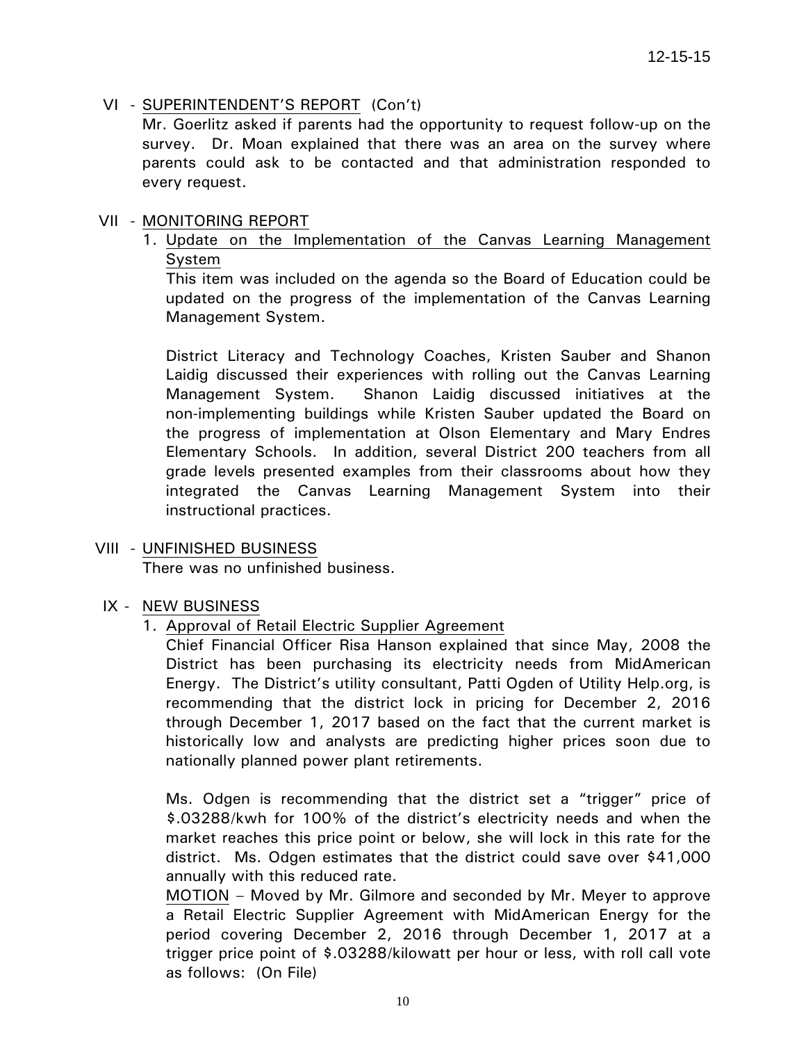## VI - SUPERINTENDENT'S REPORT (Con't)

Mr. Goerlitz asked if parents had the opportunity to request follow-up on the survey. Dr. Moan explained that there was an area on the survey where parents could ask to be contacted and that administration responded to every request.

## VII - MONITORING REPORT

1. Update on the Implementation of the Canvas Learning Management System

   This item was included on the agenda so the Board of Education could be updated on the progress of the implementation of the Canvas Learning Management System.

   District Literacy and Technology Coaches, Kristen Sauber and Shanon Laidig discussed their experiences with rolling out the Canvas Learning Management System. Shanon Laidig discussed initiatives at the non-implementing buildings while Kristen Sauber updated the Board on the progress of implementation at Olson Elementary and Mary Endres Elementary Schools. In addition, several District 200 teachers from all grade levels presented examples from their classrooms about how they integrated the Canvas Learning Management System into their instructional practices.

## VIII - UNFINISHED BUSINESS

There was no unfinished business.

## IX - NEW BUSINESS

1. Approval of Retail Electric Supplier Agreement

   Chief Financial Officer Risa Hanson explained that since May, 2008 the District has been purchasing its electricity needs from MidAmerican Energy. The District's utility consultant, Patti Ogden of Utility Help.org, is recommending that the district lock in pricing for December 2, 2016 through December 1, 2017 based on the fact that the current market is historically low and analysts are predicting higher prices soon due to nationally planned power plant retirements.

   Ms. Odgen is recommending that the district set a "trigger" price of $.03288/kwh for 100% of the district's electricity needs and when the market reaches this price point or below, she will lock in this rate for the district. Ms. Odgen estimates that the district could save over $41,000 annually with this reduced rate.

   MOTION – Moved by Mr. Gilmore and seconded by Mr. Meyer to approve a Retail Electric Supplier Agreement with MidAmerican Energy for the period covering December 2, 2016 through December 1, 2017 at a trigger price point of $.03288/kilowatt per hour or less, with roll call vote as follows: (On File)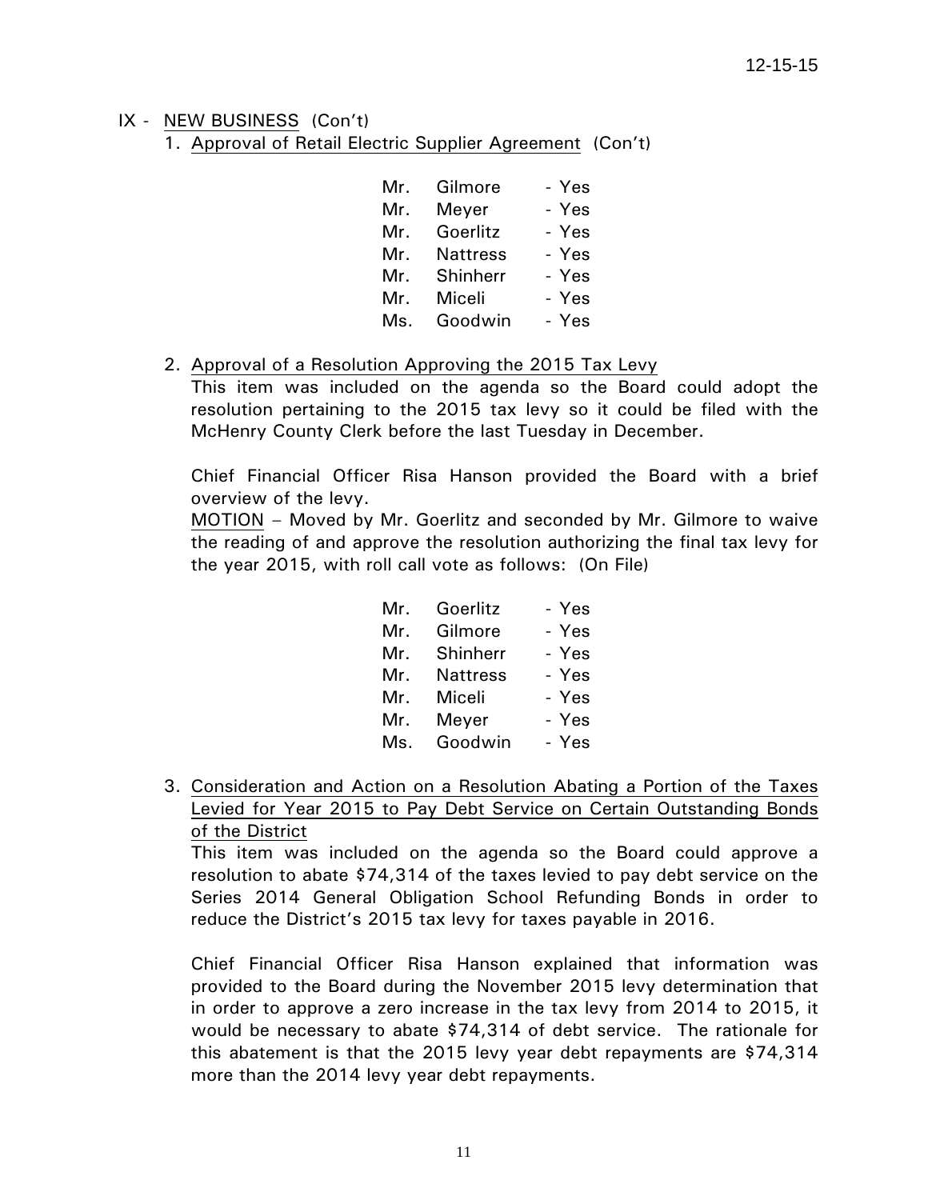IX - NEW BUSINESS (Con't)

1. Approval of Retail Electric Supplier Agreement (Con't)

| | | |
|---|---|---|
| Mr. | Gilmore | - Yes |
| Mr. | Meyer | - Yes |
| Mr. | Goerlitz | - Yes |
| Mr. | Nattress | - Yes |
| Mr. | Shinherr | - Yes |
| Mr. | Miceli | - Yes |
| Ms. | Goodwin | - Yes |

2. Approval of a Resolution Approving the 2015 Tax Levy

This item was included on the agenda so the Board could adopt the resolution pertaining to the 2015 tax levy so it could be filed with the McHenry County Clerk before the last Tuesday in December.

Chief Financial Officer Risa Hanson provided the Board with a brief overview of the levy.

MOTION – Moved by Mr. Goerlitz and seconded by Mr. Gilmore to waive the reading of and approve the resolution authorizing the final tax levy for the year 2015, with roll call vote as follows: (On File)

| | | |
|---|---|---|
| Mr. | Goerlitz | - Yes |
| Mr. | Gilmore | - Yes |
| Mr. | Shinherr | - Yes |
| Mr. | Nattress | - Yes |
| Mr. | Miceli | - Yes |
| Mr. | Meyer | - Yes |
| Ms. | Goodwin | - Yes |

3. Consideration and Action on a Resolution Abating a Portion of the Taxes Levied for Year 2015 to Pay Debt Service on Certain Outstanding Bonds of the District

This item was included on the agenda so the Board could approve a resolution to abate $74,314 of the taxes levied to pay debt service on the Series 2014 General Obligation School Refunding Bonds in order to reduce the District's 2015 tax levy for taxes payable in 2016.

Chief Financial Officer Risa Hanson explained that information was provided to the Board during the November 2015 levy determination that in order to approve a zero increase in the tax levy from 2014 to 2015, it would be necessary to abate $74,314 of debt service. The rationale for this abatement is that the 2015 levy year debt repayments are $74,314 more than the 2014 levy year debt repayments.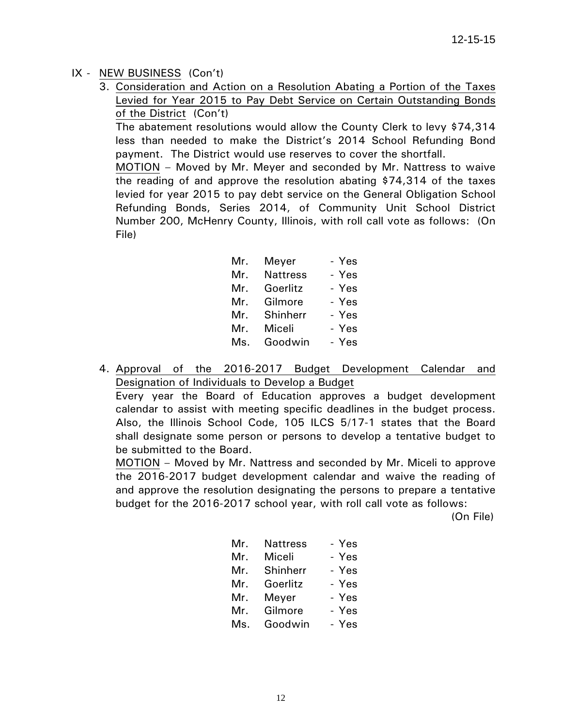IX - NEW BUSINESS (Con't)

3. Consideration and Action on a Resolution Abating a Portion of the Taxes Levied for Year 2015 to Pay Debt Service on Certain Outstanding Bonds of the District (Con't)

   The abatement resolutions would allow the County Clerk to levy $74,314 less than needed to make the District's 2014 School Refunding Bond payment. The District would use reserves to cover the shortfall.

   MOTION – Moved by Mr. Meyer and seconded by Mr. Nattress to waive the reading of and approve the resolution abating $74,314 of the taxes levied for year 2015 to pay debt service on the General Obligation School Refunding Bonds, Series 2014, of Community Unit School District Number 200, McHenry County, Illinois, with roll call vote as follows: (On File)

   | | | |
   |---|---|---|
   | Mr. | Meyer | - Yes |
   | Mr. | Nattress | - Yes |
   | Mr. | Goerlitz | - Yes |
   | Mr. | Gilmore | - Yes |
   | Mr. | Shinherr | - Yes |
   | Mr. | Miceli | - Yes |
   | Ms. | Goodwin | - Yes |

4. Approval of the 2016-2017 Budget Development Calendar and Designation of Individuals to Develop a Budget

   Every year the Board of Education approves a budget development calendar to assist with meeting specific deadlines in the budget process. Also, the Illinois School Code, 105 ILCS 5/17-1 states that the Board shall designate some person or persons to develop a tentative budget to be submitted to the Board.

   MOTION – Moved by Mr. Nattress and seconded by Mr. Miceli to approve the 2016-2017 budget development calendar and waive the reading of and approve the resolution designating the persons to prepare a tentative budget for the 2016-2017 school year, with roll call vote as follows: (On File)

   | | | |
   |---|---|---|
   | Mr. | Nattress | - Yes |
   | Mr. | Miceli | - Yes |
   | Mr. | Shinherr | - Yes |
   | Mr. | Goerlitz | - Yes |
   | Mr. | Meyer | - Yes |
   | Mr. | Gilmore | - Yes |
   | Ms. | Goodwin | - Yes |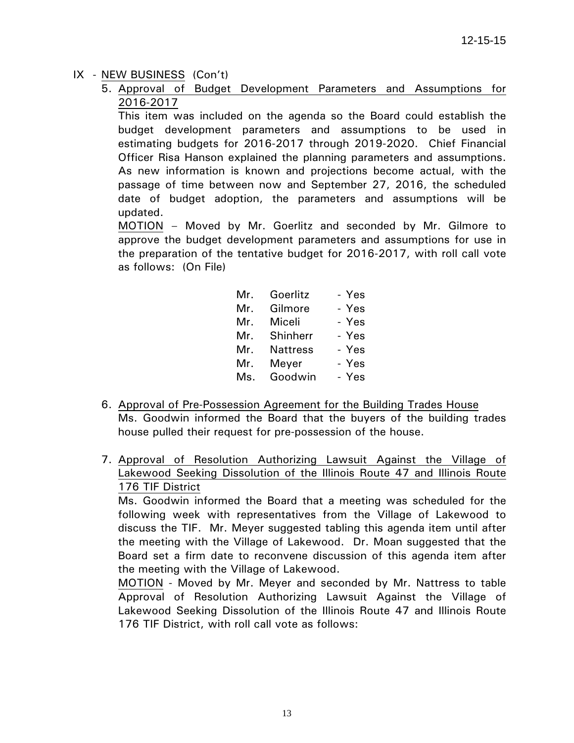IX - <u>NEW BUSINESS</u> (Con't)

5. <u>Approval of Budget Development Parameters and Assumptions for 2016-2017</u>

   This item was included on the agenda so the Board could establish the budget development parameters and assumptions to be used in estimating budgets for 2016-2017 through 2019-2020. Chief Financial Officer Risa Hanson explained the planning parameters and assumptions. As new information is known and projections become actual, with the passage of time between now and September 27, 2016, the scheduled date of budget adoption, the parameters and assumptions will be updated.

   <u>MOTION</u> – Moved by Mr. Goerlitz and seconded by Mr. Gilmore to approve the budget development parameters and assumptions for use in the preparation of the tentative budget for 2016-2017, with roll call vote as follows: (On File)

   Mr. Goerlitz - Yes
   Mr. Gilmore - Yes
   Mr. Miceli - Yes
   Mr. Shinherr - Yes
   Mr. Nattress - Yes
   Mr. Meyer - Yes
   Ms. Goodwin - Yes

6. <u>Approval of Pre-Possession Agreement for the Building Trades House</u>

   Ms. Goodwin informed the Board that the buyers of the building trades house pulled their request for pre-possession of the house.

7. <u>Approval of Resolution Authorizing Lawsuit Against the Village of Lakewood Seeking Dissolution of the Illinois Route 47 and Illinois Route 176 TIF District</u>

   Ms. Goodwin informed the Board that a meeting was scheduled for the following week with representatives from the Village of Lakewood to discuss the TIF. Mr. Meyer suggested tabling this agenda item until after the meeting with the Village of Lakewood. Dr. Moan suggested that the Board set a firm date to reconvene discussion of this agenda item after the meeting with the Village of Lakewood.

   <u>MOTION</u> - Moved by Mr. Meyer and seconded by Mr. Nattress to table Approval of Resolution Authorizing Lawsuit Against the Village of Lakewood Seeking Dissolution of the Illinois Route 47 and Illinois Route 176 TIF District, with roll call vote as follows: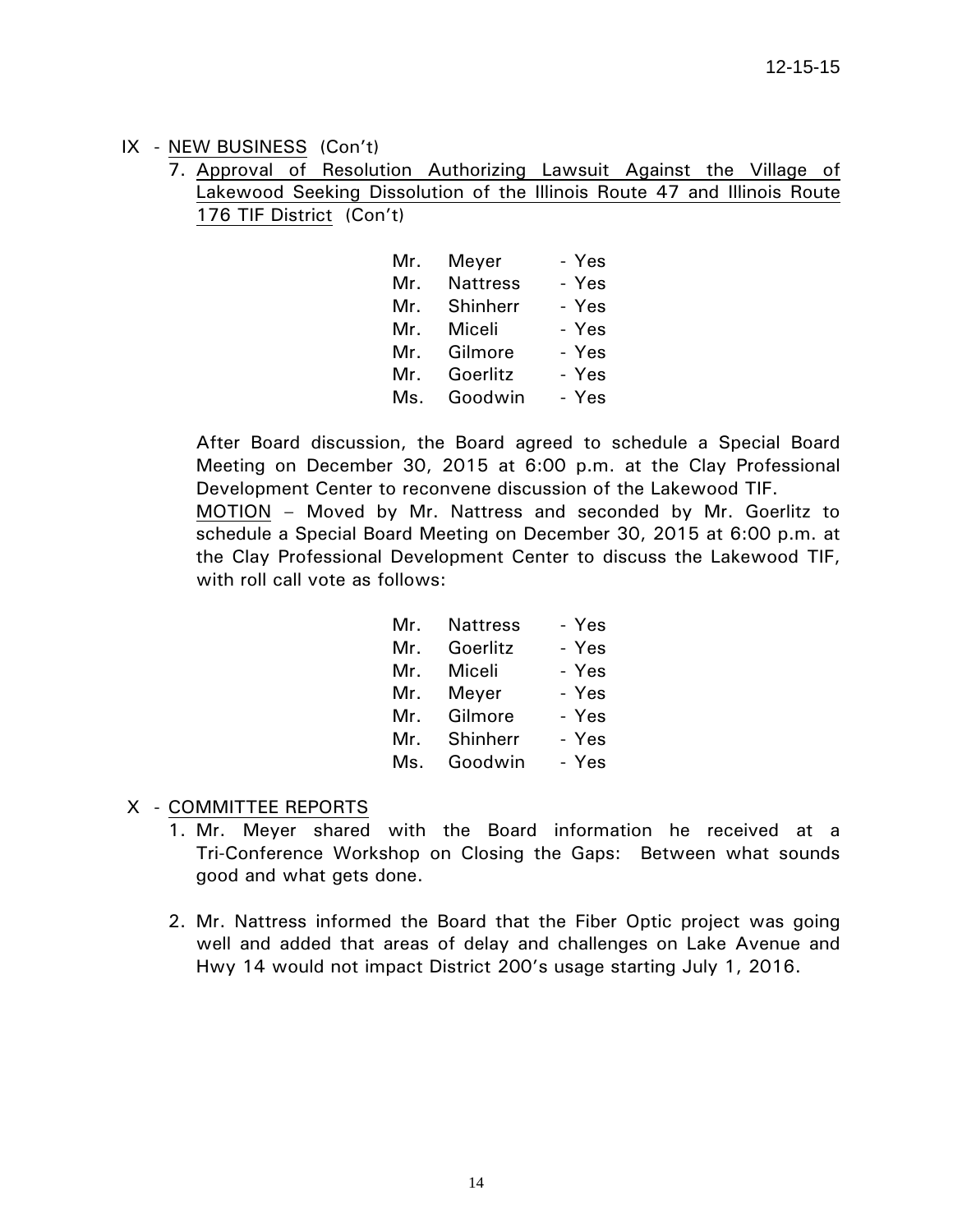IX - NEW BUSINESS (Con't)

7. Approval of Resolution Authorizing Lawsuit Against the Village of Lakewood Seeking Dissolution of the Illinois Route 47 and Illinois Route 176 TIF District (Con't)

| | | |
|---|---|---|
| Mr. | Meyer | - Yes |
| Mr. | Nattress | - Yes |
| Mr. | Shinherr | - Yes |
| Mr. | Miceli | - Yes |
| Mr. | Gilmore | - Yes |
| Mr. | Goerlitz | - Yes |
| Ms. | Goodwin | - Yes |

After Board discussion, the Board agreed to schedule a Special Board Meeting on December 30, 2015 at 6:00 p.m. at the Clay Professional Development Center to reconvene discussion of the Lakewood TIF.

MOTION – Moved by Mr. Nattress and seconded by Mr. Goerlitz to schedule a Special Board Meeting on December 30, 2015 at 6:00 p.m. at the Clay Professional Development Center to discuss the Lakewood TIF, with roll call vote as follows:

| | | |
|---|---|---|
| Mr. | Nattress | - Yes |
| Mr. | Goerlitz | - Yes |
| Mr. | Miceli | - Yes |
| Mr. | Meyer | - Yes |
| Mr. | Gilmore | - Yes |
| Mr. | Shinherr | - Yes |
| Ms. | Goodwin | - Yes |

X - COMMITTEE REPORTS

1. Mr. Meyer shared with the Board information he received at a Tri-Conference Workshop on Closing the Gaps: Between what sounds good and what gets done.

2. Mr. Nattress informed the Board that the Fiber Optic project was going well and added that areas of delay and challenges on Lake Avenue and Hwy 14 would not impact District 200's usage starting July 1, 2016.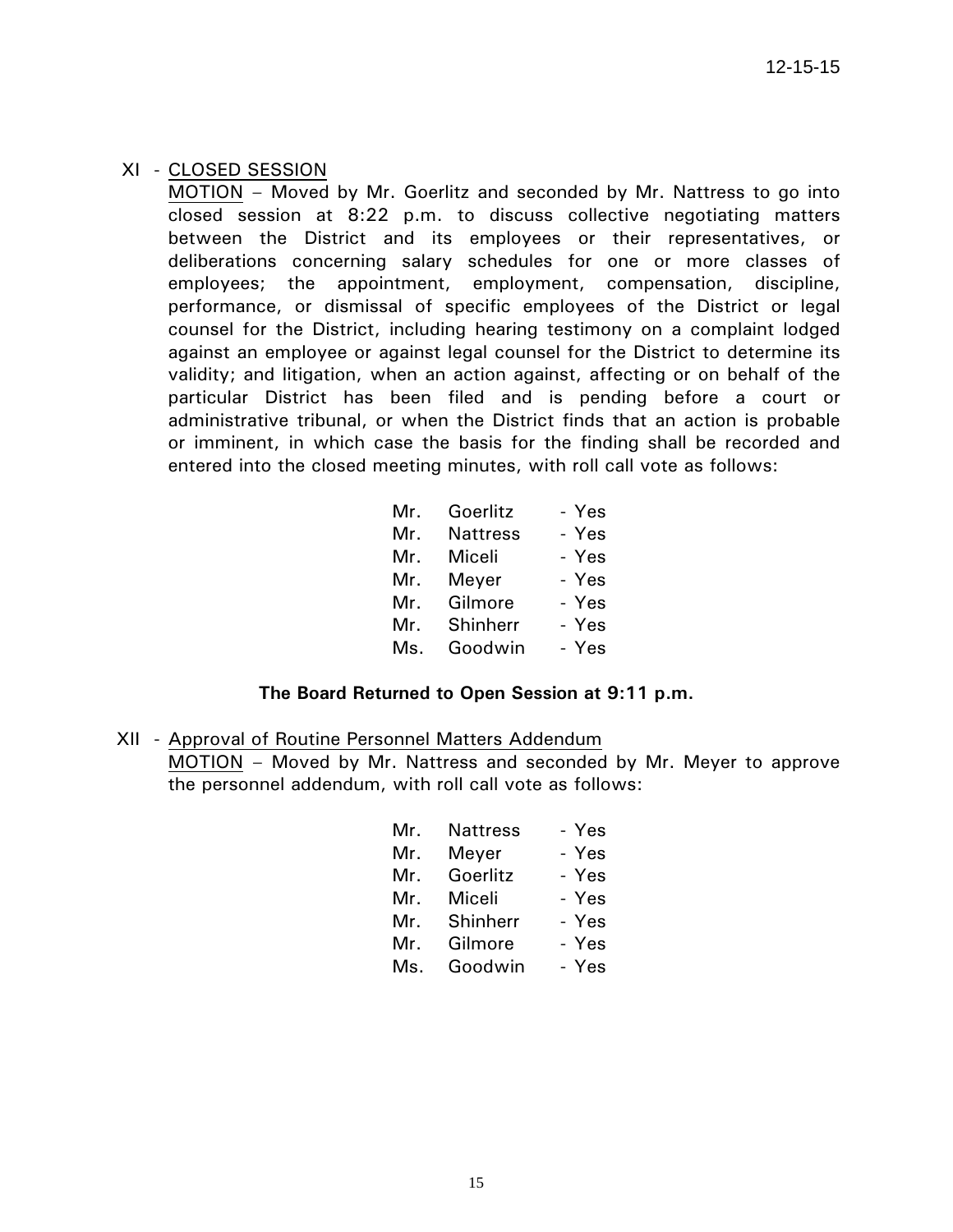XI - <u>CLOSED SESSION</u>

<u>MOTION</u> – Moved by Mr. Goerlitz and seconded by Mr. Nattress to go into closed session at 8:22 p.m. to discuss collective negotiating matters between the District and its employees or their representatives, or deliberations concerning salary schedules for one or more classes of employees; the appointment, employment, compensation, discipline, performance, or dismissal of specific employees of the District or legal counsel for the District, including hearing testimony on a complaint lodged against an employee or against legal counsel for the District to determine its validity; and litigation, when an action against, affecting or on behalf of the particular District has been filed and is pending before a court or administrative tribunal, or when the District finds that an action is probable or imminent, in which case the basis for the finding shall be recorded and entered into the closed meeting minutes, with roll call vote as follows:

Mr. Goerlitz - Yes
Mr. Nattress - Yes
Mr. Miceli - Yes
Mr. Meyer - Yes
Mr. Gilmore - Yes
Mr. Shinherr - Yes
Ms. Goodwin - Yes

**The Board Returned to Open Session at 9:11 p.m.**

XII - <u>Approval of Routine Personnel Matters Addendum</u>

<u>MOTION</u> – Moved by Mr. Nattress and seconded by Mr. Meyer to approve the personnel addendum, with roll call vote as follows:

Mr. Nattress - Yes
Mr. Meyer - Yes
Mr. Goerlitz - Yes
Mr. Miceli - Yes
Mr. Shinherr - Yes
Mr. Gilmore - Yes
Ms. Goodwin - Yes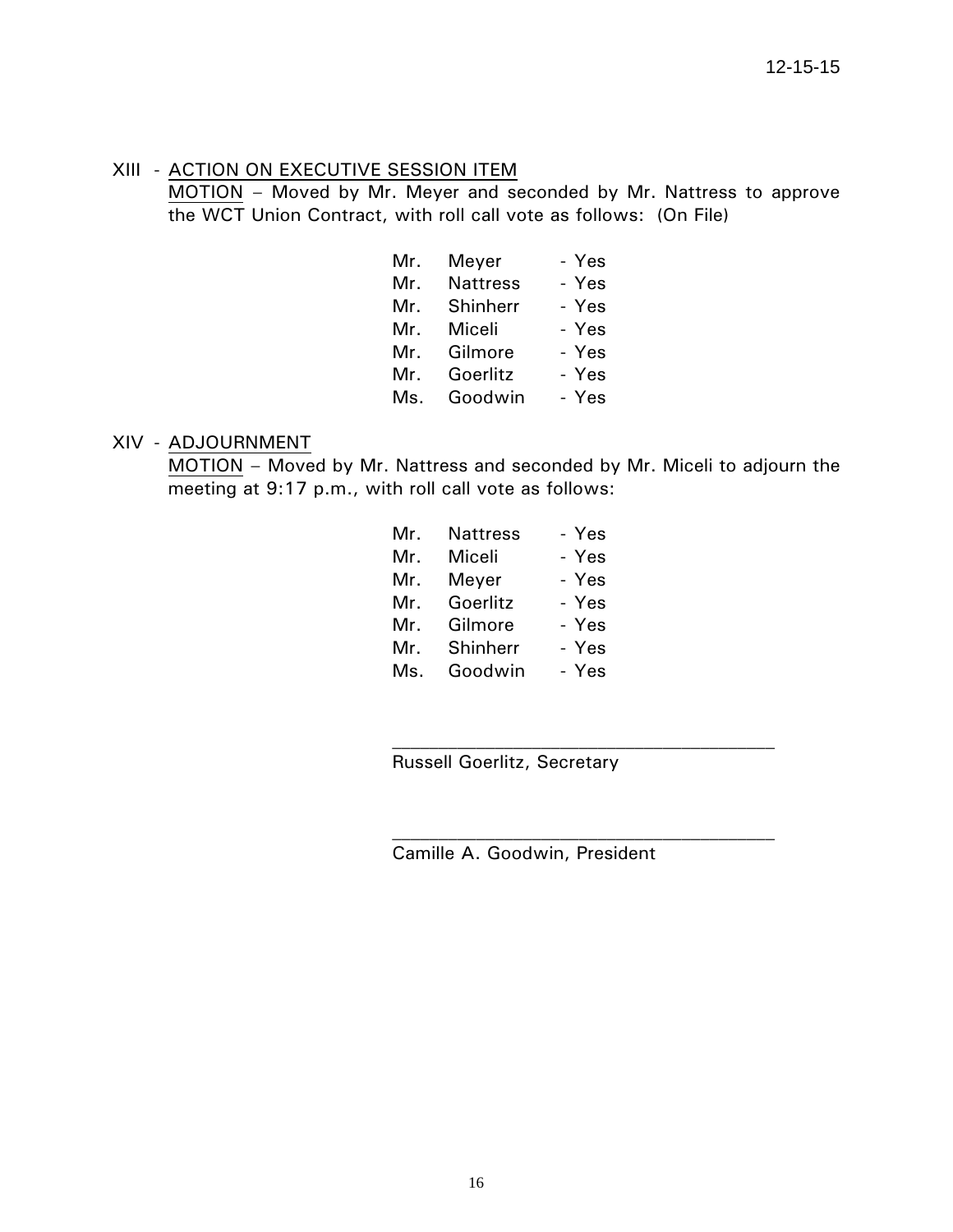12-15-15

XIII - ACTION ON EXECUTIVE SESSION ITEM

MOTION – Moved by Mr. Meyer and seconded by Mr. Nattress to approve the WCT Union Contract, with roll call vote as follows: (On File)

| | | |
|---|---|---|
| Mr. | Meyer | - Yes |
| Mr. | Nattress | - Yes |
| Mr. | Shinherr | - Yes |
| Mr. | Miceli | - Yes |
| Mr. | Gilmore | - Yes |
| Mr. | Goerlitz | - Yes |
| Ms. | Goodwin | - Yes |

XIV - ADJOURNMENT

MOTION – Moved by Mr. Nattress and seconded by Mr. Miceli to adjourn the meeting at 9:17 p.m., with roll call vote as follows:

| | | |
|---|---|---|
| Mr. | Nattress | - Yes |
| Mr. | Miceli | - Yes |
| Mr. | Meyer | - Yes |
| Mr. | Goerlitz | - Yes |
| Mr. | Gilmore | - Yes |
| Mr. | Shinherr | - Yes |
| Ms. | Goodwin | - Yes |

_______________________________________
Russell Goerlitz, Secretary

_______________________________________
Camille A. Goodwin, President